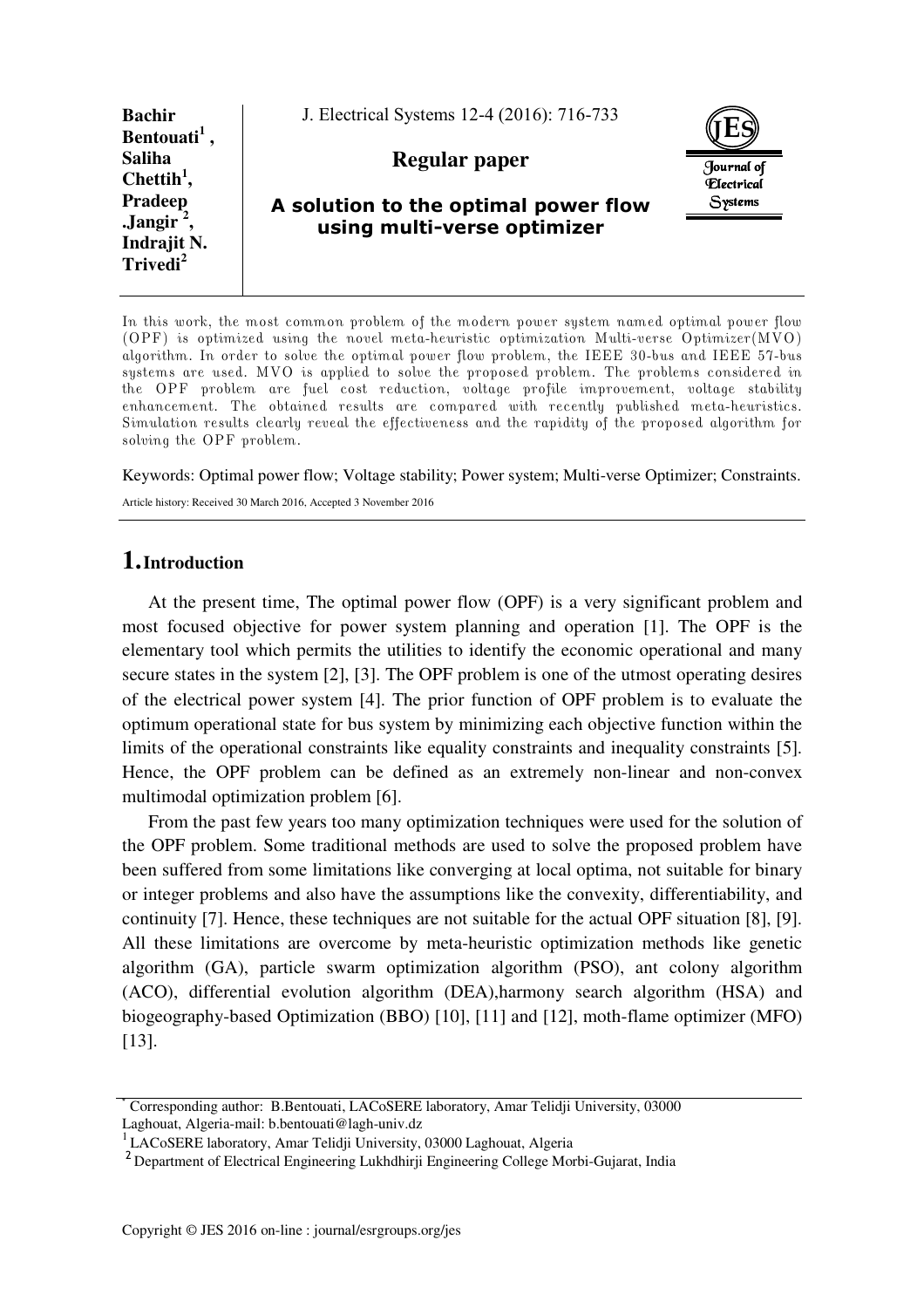**Bachir Bentouati[1], Saliha Chettih[1], Pradeep .Jangir[2], Indrajit N. Trivedi[2]**

J. Electrical Systems 12-4 (2016): 716-733

**Regular paper**

# A solution to the optimal power flow using multi-verse optimizer

Journal of Electrical Systems

In this work, the most common problem of the modern power system named optimal power flow (OPF) is optimized using the novel meta-heuristic optimization Multi-verse Optimizer(MVO) algorithm. In order to solve the optimal power flow problem, the IEEE 30-bus and IEEE 57-bus systems are used. MVO is applied to solve the proposed problem. The problems considered in the OPF problem are fuel cost reduction, voltage profile improvement, voltage stability enhancement. The obtained results are compared with recently published meta-heuristics. Simulation results clearly reveal the effectiveness and the rapidity of the proposed algorithm for solving the OPF problem.

Keywords: Optimal power flow; Voltage stability; Power system; Multi-verse Optimizer; Constraints.

Article history: Received 30 March 2016, Accepted 3 November 2016

## 1. Introduction

At the present time, The optimal power flow (OPF) is a very significant problem and most focused objective for power system planning and operation [1]. The OPF is the elementary tool which permits the utilities to identify the economic operational and many secure states in the system [2], [3]. The OPF problem is one of the utmost operating desires of the electrical power system [4]. The prior function of OPF problem is to evaluate the optimum operational state for bus system by minimizing each objective function within the limits of the operational constraints like equality constraints and inequality constraints [5]. Hence, the OPF problem can be defined as an extremely non-linear and non-convex multimodal optimization problem [6].

From the past few years too many optimization techniques were used for the solution of the OPF problem. Some traditional methods are used to solve the proposed problem have been suffered from some limitations like converging at local optima, not suitable for binary or integer problems and also have the assumptions like the convexity, differentiability, and continuity [7]. Hence, these techniques are not suitable for the actual OPF situation [8], [9]. All these limitations are overcome by meta-heuristic optimization methods like genetic algorithm (GA), particle swarm optimization algorithm (PSO), ant colony algorithm (ACO), differential evolution algorithm (DEA),harmony search algorithm (HSA) and biogeography-based Optimization (BBO) [10], [11] and [12], moth-flame optimizer (MFO) [13].

---

\* Corresponding author: B.Bentouati, LACoSERE laboratory, Amar Telidji University, 03000 Laghouat, Algeria-mail: b.bentouati@lagh-univ.dz

[1] LACoSERE laboratory, Amar Telidji University, 03000 Laghouat, Algeria

[2] Department of Electrical Engineering Lukhdhirji Engineering College Morbi-Gujarat, India

Copyright © JES 2016 on-line : journal/esrgroups.org/jes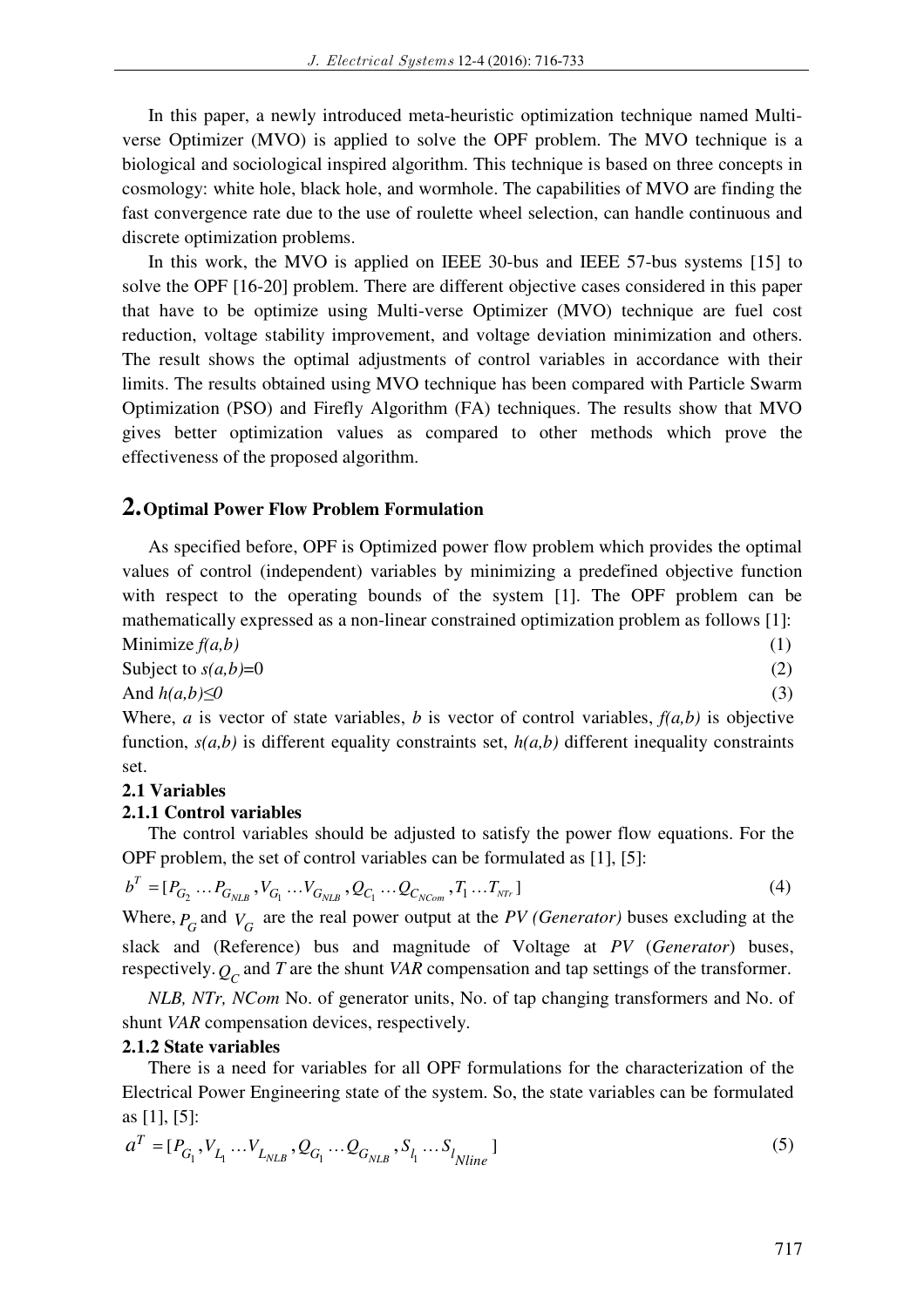In this paper, a newly introduced meta-heuristic optimization technique named Multi-verse Optimizer (MVO) is applied to solve the OPF problem. The MVO technique is a biological and sociological inspired algorithm. This technique is based on three concepts in cosmology: white hole, black hole, and wormhole. The capabilities of MVO are finding the fast convergence rate due to the use of roulette wheel selection, can handle continuous and discrete optimization problems.

In this work, the MVO is applied on IEEE 30-bus and IEEE 57-bus systems [15] to solve the OPF [16-20] problem. There are different objective cases considered in this paper that have to be optimize using Multi-verse Optimizer (MVO) technique are fuel cost reduction, voltage stability improvement, and voltage deviation minimization and others. The result shows the optimal adjustments of control variables in accordance with their limits. The results obtained using MVO technique has been compared with Particle Swarm Optimization (PSO) and Firefly Algorithm (FA) techniques. The results show that MVO gives better optimization values as compared to other methods which prove the effectiveness of the proposed algorithm.

## 2. Optimal Power Flow Problem Formulation

As specified before, OPF is Optimized power flow problem which provides the optimal values of control (independent) variables by minimizing a predefined objective function with respect to the operating bounds of the system [1]. The OPF problem can be mathematically expressed as a non-linear constrained optimization problem as follows [1]:

Minimize $f(a,b)$ (1)

Subject to $s(a,b)=0$ (2)

And $h(a,b)\leq 0$ (3)

Where, $a$ is vector of state variables, $b$ is vector of control variables, $f(a,b)$ is objective function, $s(a,b)$ is different equality constraints set, $h(a,b)$ different inequality constraints set.

### 2.1 Variables

#### 2.1.1 Control variables

The control variables should be adjusted to satisfy the power flow equations. For the OPF problem, the set of control variables can be formulated as [1], [5]:

$$b^T = [P_{G_2} \ldots P_{G_{NLB}}, V_{G_1} \ldots V_{G_{NLB}}, Q_{C_1} \ldots Q_{C_{NCom}}, T_1 \ldots T_{NTr}] \quad (4)$$

Where, $P_G$ and $V_G$ are the real power output at the *PV (Generator)* buses excluding at the slack and (Reference) bus and magnitude of Voltage at *PV* (*Generator*) buses, respectively. $Q_C$ and $T$ are the shunt *VAR* compensation and tap settings of the transformer.

*NLB, NTr, NCom* No. of generator units, No. of tap changing transformers and No. of shunt *VAR* compensation devices, respectively.

#### 2.1.2 State variables

There is a need for variables for all OPF formulations for the characterization of the Electrical Power Engineering state of the system. So, the state variables can be formulated as [1], [5]:

$$a^T = [P_{G_1}, V_{L_1} \ldots V_{L_{NLB}}, Q_{G_1} \ldots Q_{G_{NLB}}, S_{l_1} \ldots S_{l_{Nline}}] \quad (5)$$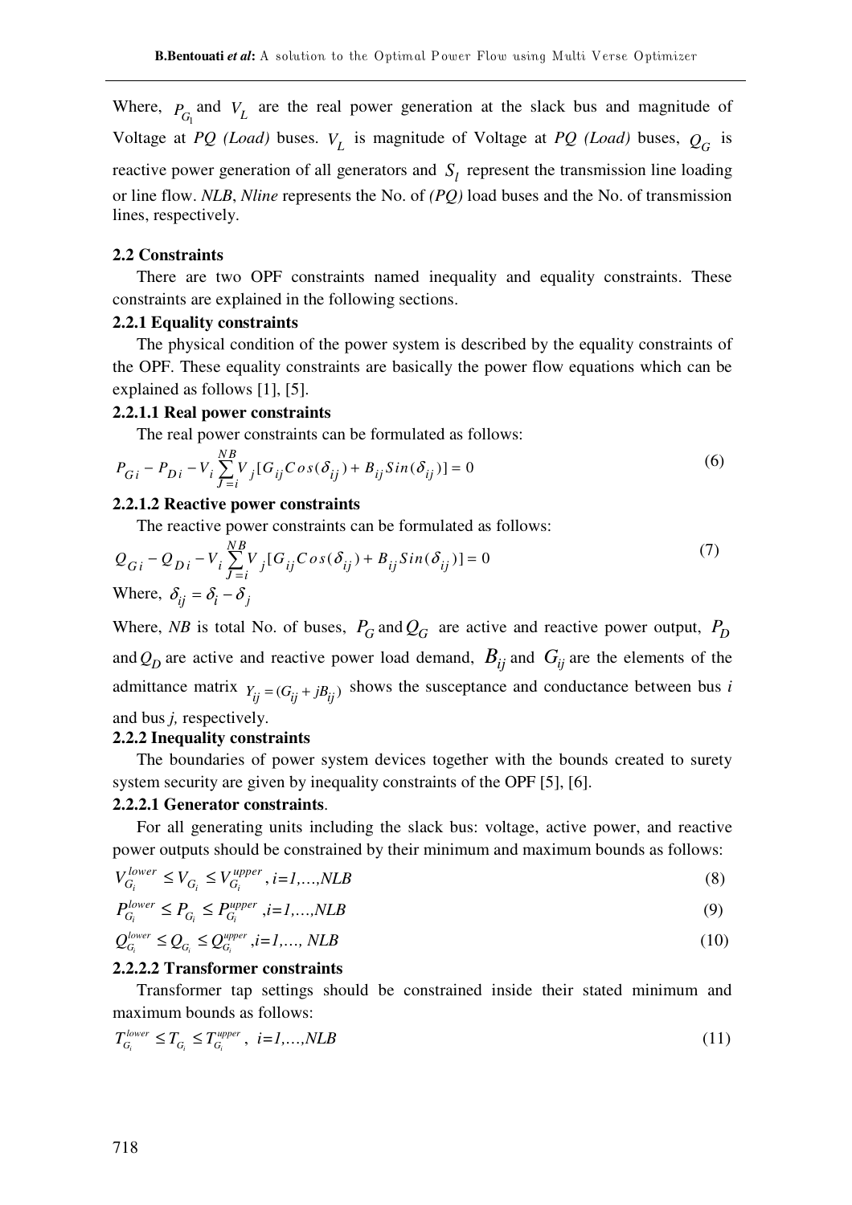Where, $P_{G_1}$ and $V_L$ are the real power generation at the slack bus and magnitude of Voltage at *PQ (Load)* buses. $V_L$ is magnitude of Voltage at *PQ (Load)* buses, $Q_G$ is reactive power generation of all generators and $S_l$ represent the transmission line loading or line flow. *NLB*, *Nline* represents the No. of *(PQ)* load buses and the No. of transmission lines, respectively.

### 2.2 Constraints

There are two OPF constraints named inequality and equality constraints. These constraints are explained in the following sections.

#### 2.2.1 Equality constraints

The physical condition of the power system is described by the equality constraints of the OPF. These equality constraints are basically the power flow equations which can be explained as follows [1], [5].

#### 2.2.1.1 Real power constraints

The real power constraints can be formulated as follows:

$$P_{Gi} - P_{Di} - V_i \sum_{J=i}^{NB} V_j [G_{ij} Cos(\delta_{ij}) + B_{ij} Sin(\delta_{ij})] = 0 \tag{6}$$

#### 2.2.1.2 Reactive power constraints

The reactive power constraints can be formulated as follows:

$$Q_{Gi} - Q_{Di} - V_i \sum_{J=i}^{NB} V_j [G_{ij} Cos(\delta_{ij}) + B_{ij} Sin(\delta_{ij})] = 0 \tag{7}$$

Where, $\delta_{ij} = \delta_i - \delta_j$

Where, *NB* is total No. of buses, $P_G$ and $Q_G$ are active and reactive power output, $P_D$ and $Q_D$ are active and reactive power load demand, $B_{ij}$ and $G_{ij}$ are the elements of the admittance matrix $Y_{ij} = (G_{ij} + jB_{ij})$ shows the susceptance and conductance between bus *i* and bus *j,* respectively.

#### 2.2.2 Inequality constraints

The boundaries of power system devices together with the bounds created to surety system security are given by inequality constraints of the OPF [5], [6].

#### 2.2.2.1 Generator constraints.

For all generating units including the slack bus: voltage, active power, and reactive power outputs should be constrained by their minimum and maximum bounds as follows:

$$V_{G_i}^{lower} \le V_{G_i} \le V_{G_i}^{upper}, \; i=1,\ldots,NLB \tag{8}$$

$$P_{G_i}^{lower} \le P_{G_i} \le P_{G_i}^{upper}, \; i=1,\ldots,NLB \tag{9}$$

$$Q_{G_i}^{lower} \le Q_{G_i} \le Q_{G_i}^{upper}, \; i=1,\ldots, NLB \tag{10}$$

#### 2.2.2.2 Transformer constraints

Transformer tap settings should be constrained inside their stated minimum and maximum bounds as follows:

$$T_{G_i}^{lower} \le T_{G_i} \le T_{G_i}^{upper}, \; i=1,\ldots,NLB \tag{11}$$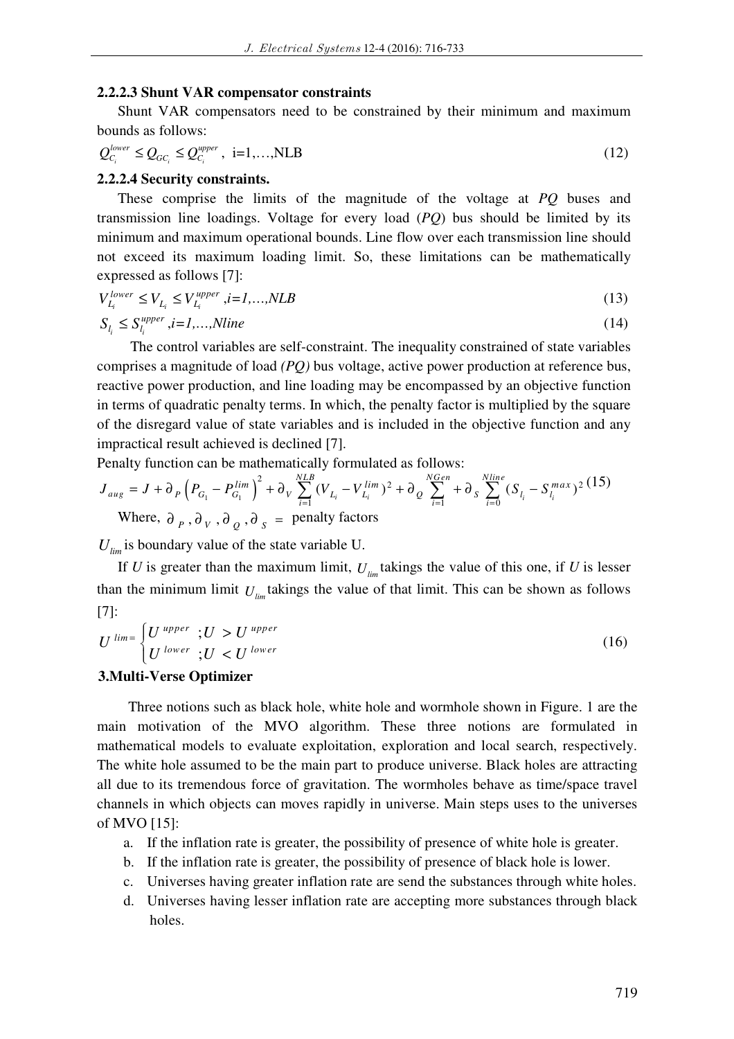#### 2.2.2.3 Shunt VAR compensator constraints

Shunt VAR compensators need to be constrained by their minimum and maximum bounds as follows:

$$Q_{C_i}^{lower} \leq Q_{GC_i} \leq Q_{C_i}^{upper}, \text{ i=1,…,NLB} \tag{12}$$

#### 2.2.2.4 Security constraints.

These comprise the limits of the magnitude of the voltage at *PQ* buses and transmission line loadings. Voltage for every load (*PQ*) bus should be limited by its minimum and maximum operational bounds. Line flow over each transmission line should not exceed its maximum loading limit. So, these limitations can be mathematically expressed as follows [7]:

$$V_{L_i}^{lower} \leq V_{L_i} \leq V_{L_i}^{upper}, i=1,\ldots,NLB \tag{13}$$

$$S_{l_i} \leq S_{l_i}^{upper}, i=1,\ldots,Nline \tag{14}$$

The control variables are self-constraint. The inequality constrained of state variables comprises a magnitude of load *(PQ)* bus voltage, active power production at reference bus, reactive power production, and line loading may be encompassed by an objective function in terms of quadratic penalty terms. In which, the penalty factor is multiplied by the square of the disregard value of state variables and is included in the objective function and any impractical result achieved is declined [7].

Penalty function can be mathematically formulated as follows:

$$J_{aug} = J + \partial_P \left(P_{G_1} - P_{G_1}^{lim}\right)^2 + \partial_V \sum_{i=1}^{NLB} (V_{L_i} - V_{L_i}^{lim})^2 + \partial_Q \sum_{i=1}^{NGen} + \partial_S \sum_{i=0}^{Nline} (S_{l_i} - S_{l_i}^{max})^2 \tag{15}$$

Where, $\partial_P, \partial_V, \partial_Q, \partial_S$ = penalty factors

$U_{lim}$ is boundary value of the state variable U.

If *U* is greater than the maximum limit, $U_{lim}$ takings the value of this one, if *U* is lesser than the minimum limit $U_{lim}$ takings the value of that limit. This can be shown as follows [7]:

$$U^{lim} = \begin{cases} U^{upper} & ;U > U^{upper} \\ U^{lower} & ;U < U^{lower} \end{cases} \tag{16}$$

## 3.Multi-Verse Optimizer

Three notions such as black hole, white hole and wormhole shown in Figure. 1 are the main motivation of the MVO algorithm. These three notions are formulated in mathematical models to evaluate exploitation, exploration and local search, respectively. The white hole assumed to be the main part to produce universe. Black holes are attracting all due to its tremendous force of gravitation. The wormholes behave as time/space travel channels in which objects can moves rapidly in universe. Main steps uses to the universes of MVO [15]:

a. If the inflation rate is greater, the possibility of presence of white hole is greater.
b. If the inflation rate is greater, the possibility of presence of black hole is lower.
c. Universes having greater inflation rate are send the substances through white holes.
d. Universes having lesser inflation rate are accepting more substances through black holes.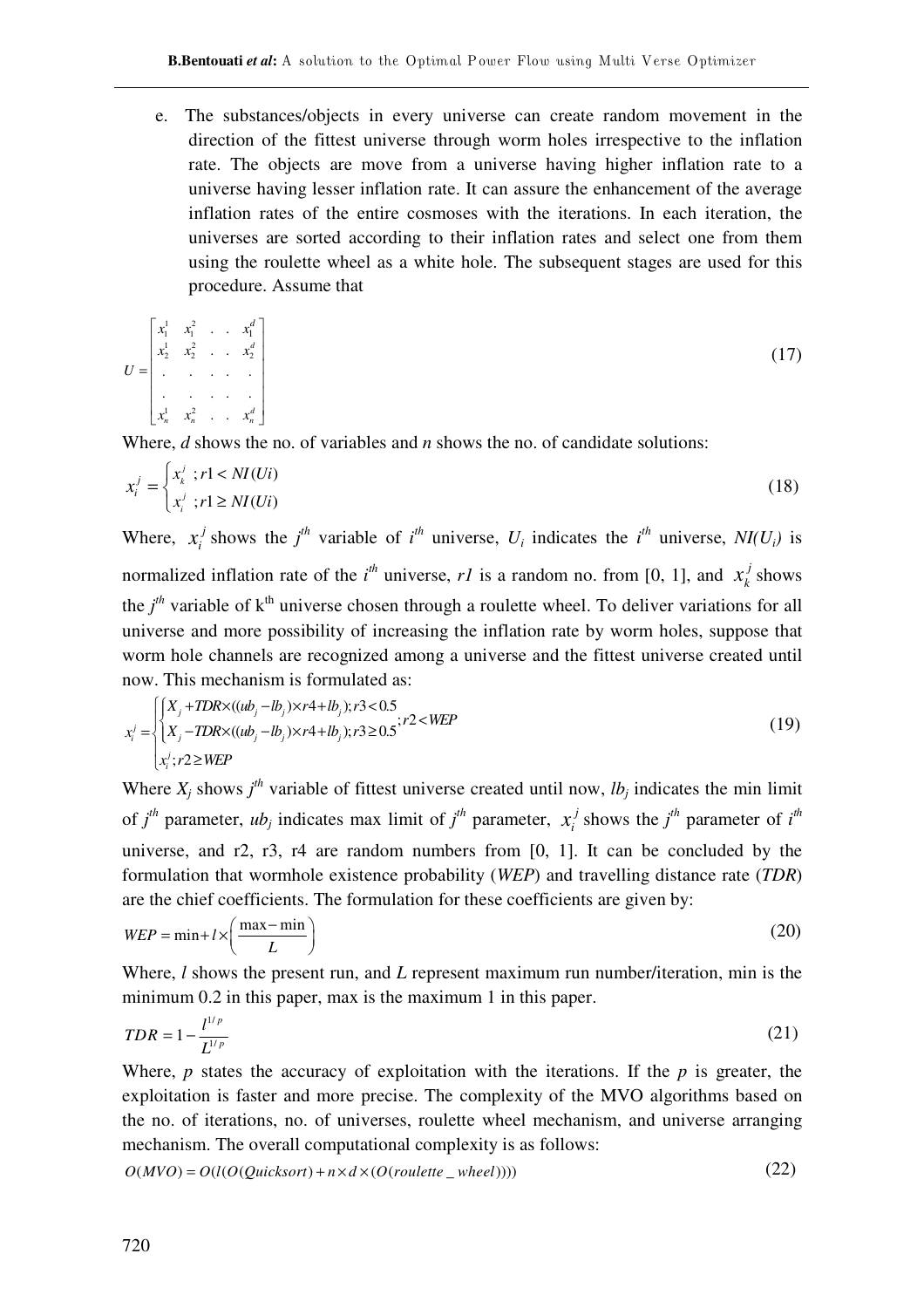e. The substances/objects in every universe can create random movement in the direction of the fittest universe through worm holes irrespective to the inflation rate. The objects are move from a universe having higher inflation rate to a universe having lesser inflation rate. It can assure the enhancement of the average inflation rates of the entire cosmoses with the iterations. In each iteration, the universes are sorted according to their inflation rates and select one from them using the roulette wheel as a white hole. The subsequent stages are used for this procedure. Assume that

$$U = \begin{bmatrix} x_1^1 & x_1^2 & . & . & x_1^d \\ x_2^1 & x_2^2 & . & . & x_2^d \\ . & . & . & . & . \\ . & . & . & . & . \\ x_n^1 & x_n^2 & . & . & x_n^d \end{bmatrix} \tag{17}$$

Where, $d$ shows the no. of variables and $n$ shows the no. of candidate solutions:

$$x_i^j = \begin{cases} x_k^j & ; r1 < NI(Ui) \\ x_i^j & ; r1 \geq NI(Ui) \end{cases} \tag{18}$$

Where, $x_i^j$ shows the $j^{th}$ variable of $i^{th}$ universe, $U_i$ indicates the $i^{th}$ universe, $NI(U_i)$ is normalized inflation rate of the $i^{th}$ universe, $r1$ is a random no. from [0, 1], and $x_k^j$ shows the $j^{th}$ variable of $k^{th}$ universe chosen through a roulette wheel. To deliver variations for all universe and more possibility of increasing the inflation rate by worm holes, suppose that worm hole channels are recognized among a universe and the fittest universe created until now. This mechanism is formulated as:

$$x_i^j = \begin{cases} \begin{cases} X_j + TDR \times ((ub_j - lb_j) \times r4 + lb_j); r3 < 0.5 \\ X_j - TDR \times ((ub_j - lb_j) \times r4 + lb_j); r3 \geq 0.5 \end{cases}; r2 < WEP \\ x_i^j; r2 \geq WEP \end{cases} \tag{19}$$

Where $X_j$ shows $j^{th}$ variable of fittest universe created until now, $lb_j$ indicates the min limit of $j^{th}$ parameter, $ub_j$ indicates max limit of $j^{th}$ parameter, $x_i^j$ shows the $j^{th}$ parameter of $i^{th}$ universe, and r2, r3, r4 are random numbers from [0, 1]. It can be concluded by the formulation that wormhole existence probability (*WEP*) and travelling distance rate (*TDR*) are the chief coefficients. The formulation for these coefficients are given by:

$$WEP = \min + l \times \left( \frac{\max - \min}{L} \right) \tag{20}$$

Where, $l$ shows the present run, and $L$ represent maximum run number/iteration, min is the minimum 0.2 in this paper, max is the maximum 1 in this paper.

$$TDR = 1 - \frac{l^{1/p}}{L^{1/p}} \tag{21}$$

Where, $p$ states the accuracy of exploitation with the iterations. If the $p$ is greater, the exploitation is faster and more precise. The complexity of the MVO algorithms based on the no. of iterations, no. of universes, roulette wheel mechanism, and universe arranging mechanism. The overall computational complexity is as follows:

$$O(MVO) = O(l(O(Quicksort) + n \times d \times (O(roulette\_wheel)))) \tag{22}$$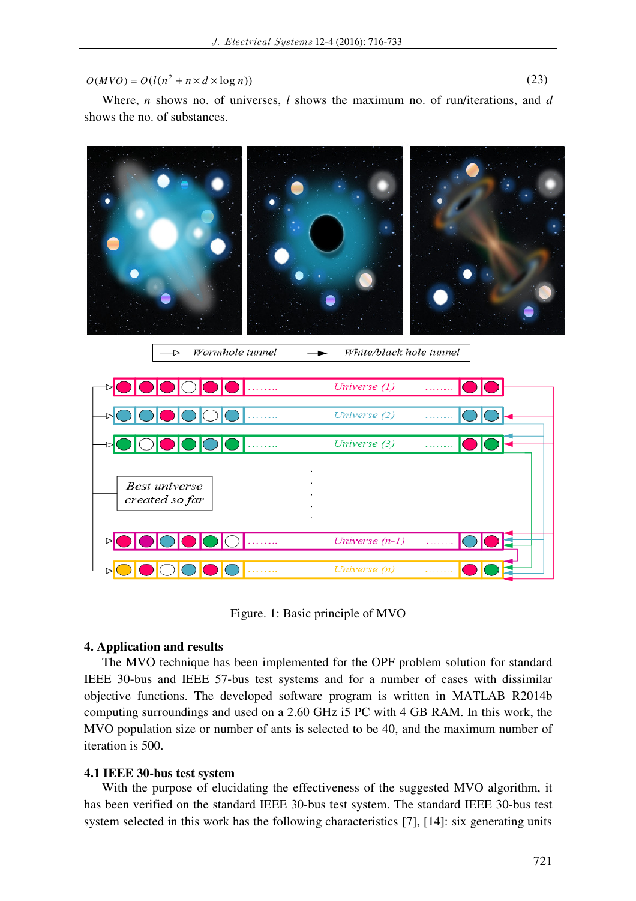$$O(MVO) = O(l(n^2 + n \times d \times \log n)) \tag{23}$$

Where, $n$ shows no. of universes, $l$ shows the maximum no. of run/iterations, and $d$ shows the no. of substances.

Figure. 1: Basic principle of MVO

## 4. Application and results

The MVO technique has been implemented for the OPF problem solution for standard IEEE 30-bus and IEEE 57-bus test systems and for a number of cases with dissimilar objective functions. The developed software program is written in MATLAB R2014b computing surroundings and used on a 2.60 GHz i5 PC with 4 GB RAM. In this work, the MVO population size or number of ants is selected to be 40, and the maximum number of iteration is 500.

### 4.1 IEEE 30-bus test system

With the purpose of elucidating the effectiveness of the suggested MVO algorithm, it has been verified on the standard IEEE 30-bus test system. The standard IEEE 30-bus test system selected in this work has the following characteristics [7], [14]: six generating units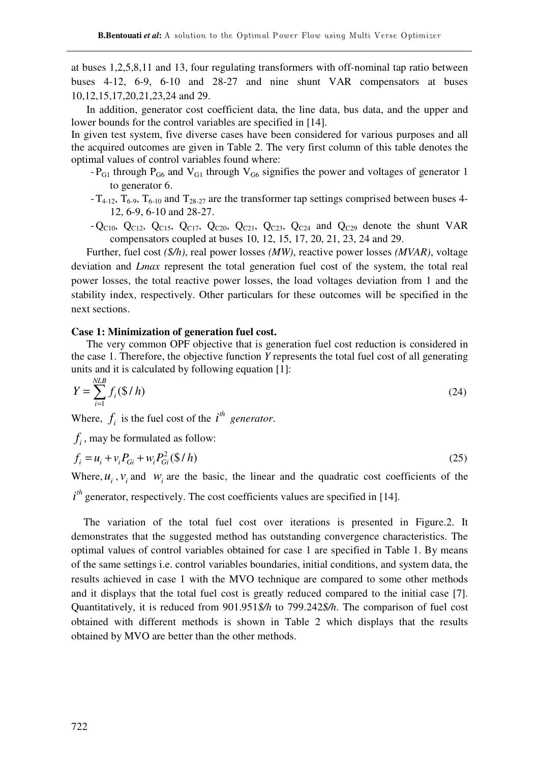at buses 1,2,5,8,11 and 13, four regulating transformers with off-nominal tap ratio between buses 4-12, 6-9, 6-10 and 28-27 and nine shunt VAR compensators at buses 10,12,15,17,20,21,23,24 and 29.

In addition, generator cost coefficient data, the line data, bus data, and the upper and lower bounds for the control variables are specified in [14].

In given test system, five diverse cases have been considered for various purposes and all the acquired outcomes are given in Table 2. The very first column of this table denotes the optimal values of control variables found where:

- $P_{G1}$ through $P_{G6}$ and $V_{G1}$ through $V_{G6}$ signifies the power and voltages of generator 1 to generator 6.
- $T_{4\text{-}12}$, $T_{6\text{-}9}$, $T_{6\text{-}10}$ and $T_{28\text{-}27}$ are the transformer tap settings comprised between buses 4-12, 6-9, 6-10 and 28-27.
- $Q_{C10}$, $Q_{C12}$, $Q_{C15}$, $Q_{C17}$, $Q_{C20}$, $Q_{C21}$, $Q_{C23}$, $Q_{C24}$ and $Q_{C29}$ denote the shunt VAR compensators coupled at buses 10, 12, 15, 17, 20, 21, 23, 24 and 29.

Further, fuel cost *($/h)*, real power losses *(MW)*, reactive power losses *(MVAR)*, voltage deviation and *Lmax* represent the total generation fuel cost of the system, the total real power losses, the total reactive power losses, the load voltages deviation from 1 and the stability index, respectively. Other particulars for these outcomes will be specified in the next sections.

**Case 1: Minimization of generation fuel cost.**

The very common OPF objective that is generation fuel cost reduction is considered in the case 1. Therefore, the objective function *Y* represents the total fuel cost of all generating units and it is calculated by following equation [1]:

$$Y = \sum_{i=1}^{NLB} f_i (\$/h) \tag{24}$$

Where, $f_i$ is the fuel cost of the $i^{th}$ *generator*.

$f_i$, may be formulated as follow:

$$f_i = u_i + v_i P_{Gi} + w_i P_{Gi}^2 (\$/h) \tag{25}$$

Where, $u_i$, $v_i$ and $w_i$ are the basic, the linear and the quadratic cost coefficients of the $i^{th}$ generator, respectively. The cost coefficients values are specified in [14].

The variation of the total fuel cost over iterations is presented in Figure.2. It demonstrates that the suggested method has outstanding convergence characteristics. The optimal values of control variables obtained for case 1 are specified in Table 1. By means of the same settings i.e. control variables boundaries, initial conditions, and system data, the results achieved in case 1 with the MVO technique are compared to some other methods and it displays that the total fuel cost is greatly reduced compared to the initial case [7]. Quantitatively, it is reduced from 901.951*$/h* to 799.242*$/h*. The comparison of fuel cost obtained with different methods is shown in Table 2 which displays that the results obtained by MVO are better than the other methods.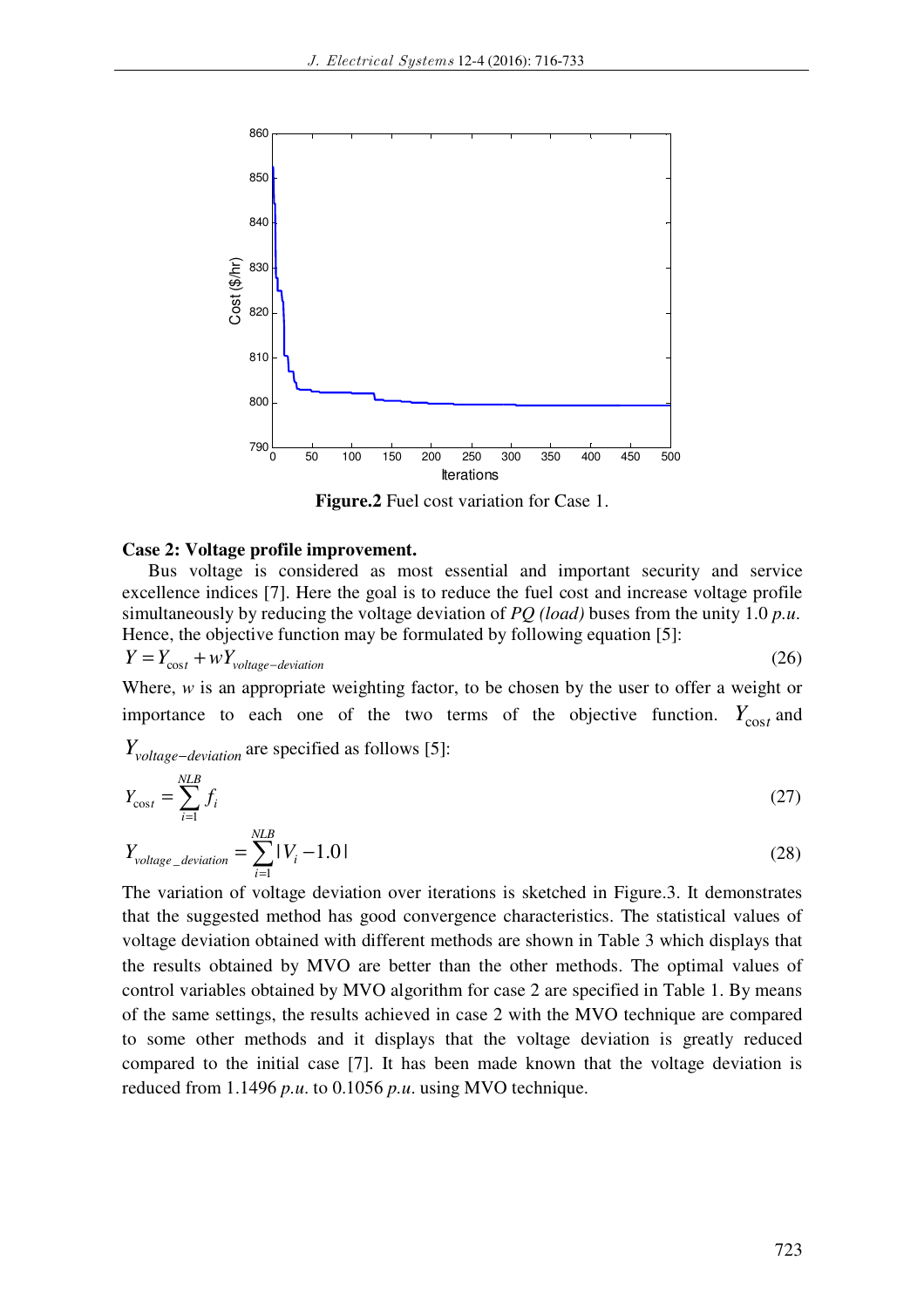**Figure.2** Fuel cost variation for Case 1.

**Case 2: Voltage profile improvement.**

Bus voltage is considered as most essential and important security and service excellence indices [7]. Here the goal is to reduce the fuel cost and increase voltage profile simultaneously by reducing the voltage deviation of *PQ (load)* buses from the unity 1.0 *p.u.* Hence, the objective function may be formulated by following equation [5]:

$$Y = Y_{\cos t} + wY_{voltage-deviation} \tag{26}$$

Where, $w$ is an appropriate weighting factor, to be chosen by the user to offer a weight or importance to each one of the two terms of the objective function. $Y_{\cos t}$ and $Y_{voltage-deviation}$ are specified as follows [5]:

$$Y_{\cos t} = \sum_{i=1}^{NLB} f_i \tag{27}$$

$$Y_{voltage\_deviation} = \sum_{i=1}^{NLB} |V_i - 1.0| \tag{28}$$

The variation of voltage deviation over iterations is sketched in Figure.3. It demonstrates that the suggested method has good convergence characteristics. The statistical values of voltage deviation obtained with different methods are shown in Table 3 which displays that the results obtained by MVO are better than the other methods. The optimal values of control variables obtained by MVO algorithm for case 2 are specified in Table 1. By means of the same settings, the results achieved in case 2 with the MVO technique are compared to some other methods and it displays that the voltage deviation is greatly reduced compared to the initial case [7]. It has been made known that the voltage deviation is reduced from 1.1496 *p.u.* to 0.1056 *p.u.* using MVO technique.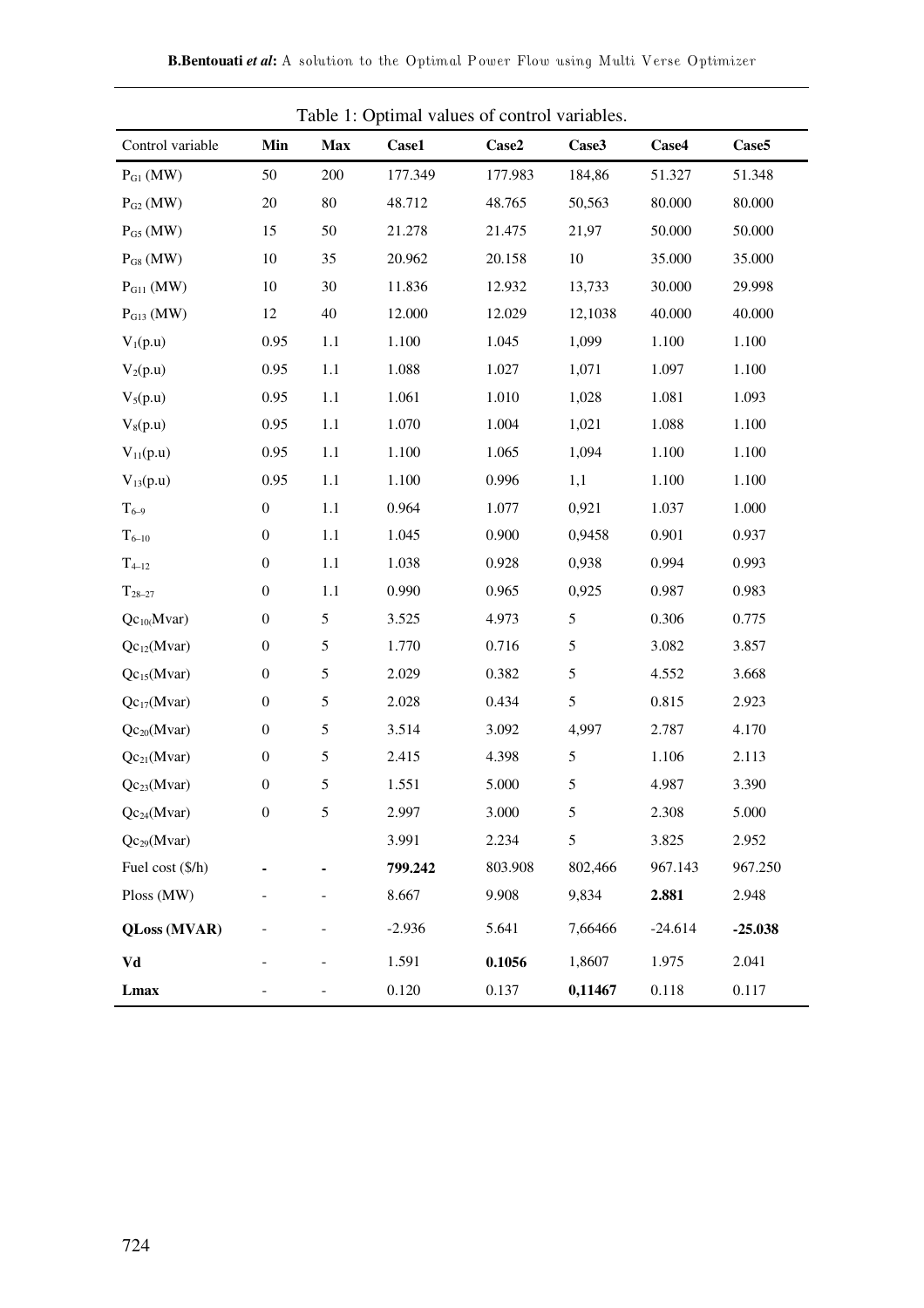Table 1: Optimal values of control variables.

| Control variable | Min | Max | Case1 | Case2 | Case3 | Case4 | Case5 |
|---|---|---|---|---|---|---|---|
| $P_{G1}$ (MW) | 50 | 200 | 177.349 | 177.983 | 184,86 | 51.327 | 51.348 |
| $P_{G2}$ (MW) | 20 | 80 | 48.712 | 48.765 | 50,563 | 80.000 | 80.000 |
| $P_{G5}$ (MW) | 15 | 50 | 21.278 | 21.475 | 21,97 | 50.000 | 50.000 |
| $P_{G8}$ (MW) | 10 | 35 | 20.962 | 20.158 | 10 | 35.000 | 35.000 |
| $P_{G11}$ (MW) | 10 | 30 | 11.836 | 12.932 | 13,733 | 30.000 | 29.998 |
| $P_{G13}$ (MW) | 12 | 40 | 12.000 | 12.029 | 12,1038 | 40.000 | 40.000 |
| $V_1$(p.u) | 0.95 | 1.1 | 1.100 | 1.045 | 1,099 | 1.100 | 1.100 |
| $V_2$(p.u) | 0.95 | 1.1 | 1.088 | 1.027 | 1,071 | 1.097 | 1.100 |
| $V_5$(p.u) | 0.95 | 1.1 | 1.061 | 1.010 | 1,028 | 1.081 | 1.093 |
| $V_8$(p.u) | 0.95 | 1.1 | 1.070 | 1.004 | 1,021 | 1.088 | 1.100 |
| $V_{11}$(p.u) | 0.95 | 1.1 | 1.100 | 1.065 | 1,094 | 1.100 | 1.100 |
| $V_{13}$(p.u) | 0.95 | 1.1 | 1.100 | 0.996 | 1,1 | 1.100 | 1.100 |
| $T_{6-9}$ | 0 | 1.1 | 0.964 | 1.077 | 0,921 | 1.037 | 1.000 |
| $T_{6-10}$ | 0 | 1.1 | 1.045 | 0.900 | 0,9458 | 0.901 | 0.937 |
| $T_{4-12}$ | 0 | 1.1 | 1.038 | 0.928 | 0,938 | 0.994 | 0.993 |
| $T_{28-27}$ | 0 | 1.1 | 0.990 | 0.965 | 0,925 | 0.987 | 0.983 |
| $Qc_{10}$(Mvar) | 0 | 5 | 3.525 | 4.973 | 5 | 0.306 | 0.775 |
| $Qc_{12}$(Mvar) | 0 | 5 | 1.770 | 0.716 | 5 | 3.082 | 3.857 |
| $Qc_{15}$(Mvar) | 0 | 5 | 2.029 | 0.382 | 5 | 4.552 | 3.668 |
| $Qc_{17}$(Mvar) | 0 | 5 | 2.028 | 0.434 | 5 | 0.815 | 2.923 |
| $Qc_{20}$(Mvar) | 0 | 5 | 3.514 | 3.092 | 4,997 | 2.787 | 4.170 |
| $Qc_{21}$(Mvar) | 0 | 5 | 2.415 | 4.398 | 5 | 1.106 | 2.113 |
| $Qc_{23}$(Mvar) | 0 | 5 | 1.551 | 5.000 | 5 | 4.987 | 3.390 |
| $Qc_{24}$(Mvar) | 0 | 5 | 2.997 | 3.000 | 5 | 2.308 | 5.000 |
| $Qc_{29}$(Mvar) | | | 3.991 | 2.234 | 5 | 3.825 | 2.952 |
| Fuel cost ($/h) | - | - | **799.242** | 803.908 | 802,466 | 967.143 | 967.250 |
| Ploss (MW) | - | - | 8.667 | 9.908 | 9,834 | **2.881** | 2.948 |
| **QLoss (MVAR)** | - | - | -2.936 | 5.641 | 7,66466 | -24.614 | **-25.038** |
| **Vd** | - | - | 1.591 | **0.1056** | 1,8607 | 1.975 | 2.041 |
| **Lmax** | - | - | 0.120 | 0.137 | **0,11467** | 0.118 | 0.117 |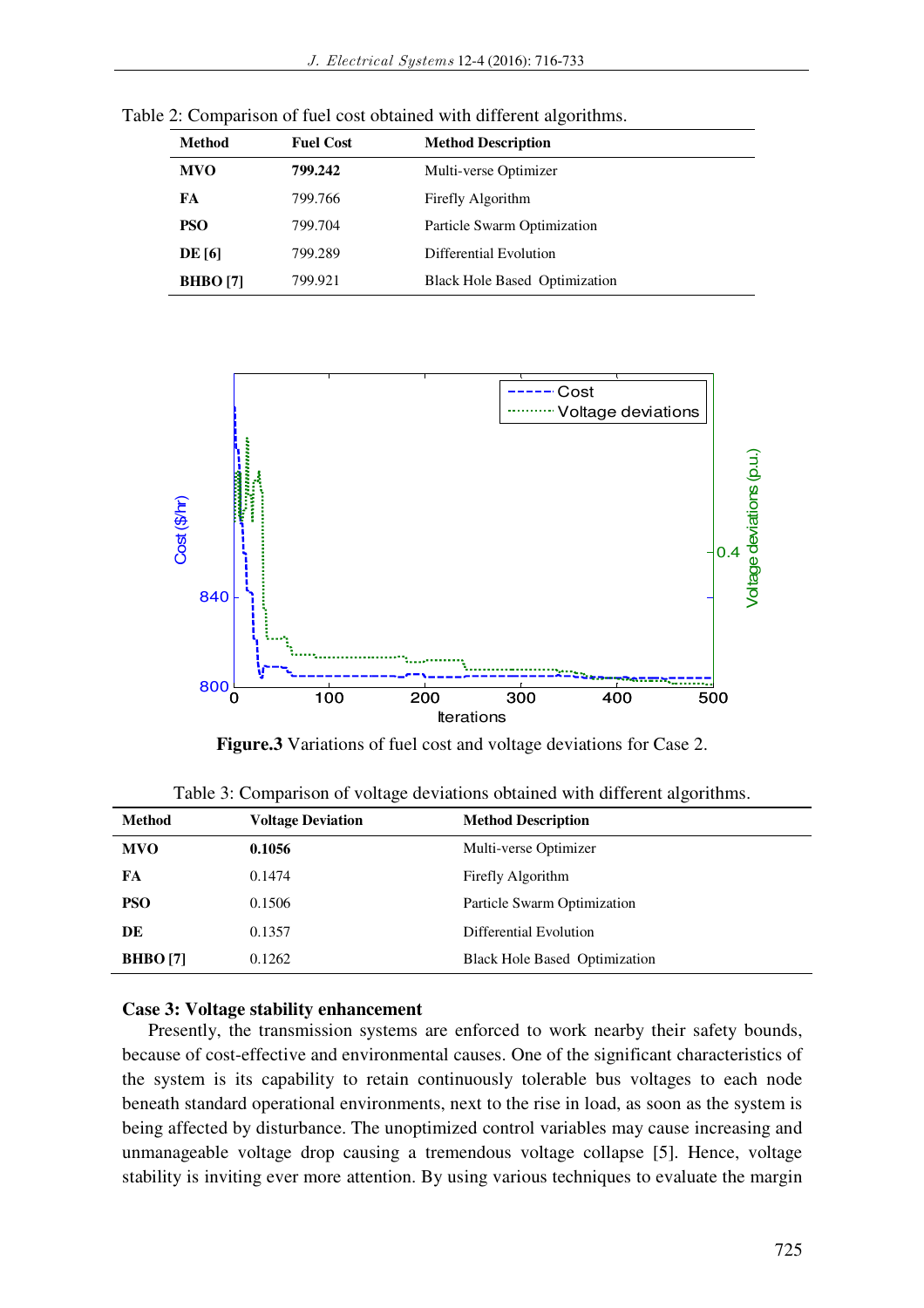Table 2: Comparison of fuel cost obtained with different algorithms.

| Method | Fuel Cost | Method Description |
|---|---|---|
| **MVO** | **799.242** | Multi-verse Optimizer |
| **FA** | 799.766 | Firefly Algorithm |
| **PSO** | 799.704 | Particle Swarm Optimization |
| **DE [6]** | 799.289 | Differential Evolution |
| **BHBO [7]** | 799.921 | Black Hole Based Optimization |

**Figure.3** Variations of fuel cost and voltage deviations for Case 2.

Table 3: Comparison of voltage deviations obtained with different algorithms.

| Method | Voltage Deviation | Method Description |
|---|---|---|
| **MVO** | **0.1056** | Multi-verse Optimizer |
| **FA** | 0.1474 | Firefly Algorithm |
| **PSO** | 0.1506 | Particle Swarm Optimization |
| **DE** | 0.1357 | Differential Evolution |
| **BHBO [7]** | 0.1262 | Black Hole Based Optimization |

**Case 3: Voltage stability enhancement**

Presently, the transmission systems are enforced to work nearby their safety bounds, because of cost-effective and environmental causes. One of the significant characteristics of the system is its capability to retain continuously tolerable bus voltages to each node beneath standard operational environments, next to the rise in load, as soon as the system is being affected by disturbance. The unoptimized control variables may cause increasing and unmanageable voltage drop causing a tremendous voltage collapse [5]. Hence, voltage stability is inviting ever more attention. By using various techniques to evaluate the margin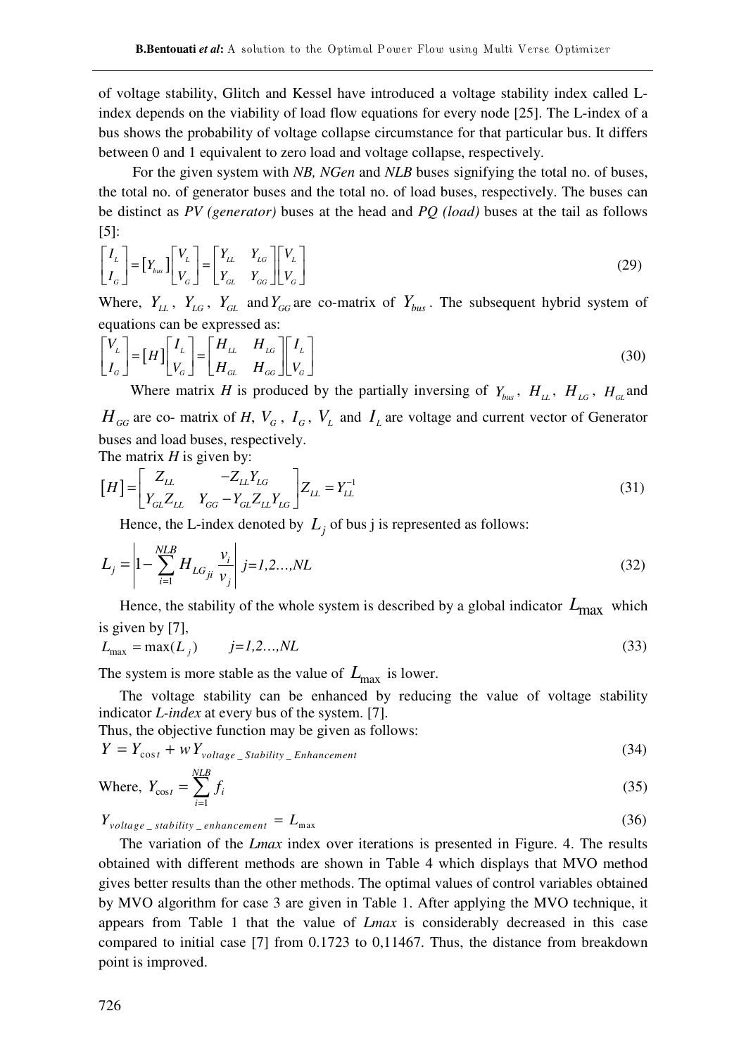of voltage stability, Glitch and Kessel have introduced a voltage stability index called L-index depends on the viability of load flow equations for every node [25]. The L-index of a bus shows the probability of voltage collapse circumstance for that particular bus. It differs between 0 and 1 equivalent to zero load and voltage collapse, respectively.

For the given system with *NB, NGen* and *NLB* buses signifying the total no. of buses, the total no. of generator buses and the total no. of load buses, respectively. The buses can be distinct as *PV (generator)* buses at the head and *PQ (load)* buses at the tail as follows [5]:

$$\begin{bmatrix} I_L \\ I_G \end{bmatrix} = \begin{bmatrix} Y_{bus} \end{bmatrix} \begin{bmatrix} V_L \\ V_G \end{bmatrix} = \begin{bmatrix} Y_{LL} & Y_{LG} \\ Y_{GL} & Y_{GG} \end{bmatrix} \begin{bmatrix} V_L \\ V_G \end{bmatrix} \tag{29}$$

Where, $Y_{LL}$, $Y_{LG}$, $Y_{GL}$ and $Y_{GG}$ are co-matrix of $Y_{bus}$. The subsequent hybrid system of equations can be expressed as:

$$\begin{bmatrix} V_L \\ I_G \end{bmatrix} = \begin{bmatrix} H \end{bmatrix} \begin{bmatrix} I_L \\ V_G \end{bmatrix} = \begin{bmatrix} H_{LL} & H_{LG} \\ H_{GL} & H_{GG} \end{bmatrix} \begin{bmatrix} I_L \\ V_G \end{bmatrix} \tag{30}$$

Where matrix *H* is produced by the partially inversing of $Y_{bus}$, $H_{LL}$, $H_{LG}$, $H_{GL}$ and $H_{GG}$ are co- matrix of *H*, $V_G$, $I_G$, $V_L$ and $I_L$ are voltage and current vector of Generator buses and load buses, respectively.

The matrix *H* is given by:

$$\begin{bmatrix} H \end{bmatrix} = \begin{bmatrix} Z_{LL} & -Z_{LL}Y_{LG} \\ Y_{GL}Z_{LL} & Y_{GG} - Y_{GL}Z_{LL}Y_{LG} \end{bmatrix} Z_{LL} = Y_{LL}^{-1} \tag{31}$$

Hence, the L-index denoted by $L_j$ of bus j is represented as follows:

$$L_j = \left| 1 - \sum_{i=1}^{NLB} H_{LG_{ji}} \frac{v_i}{v_j} \right| \quad j=1,2\ldots,NL \tag{32}$$

Hence, the stability of the whole system is described by a global indicator $L_{\max}$ which is given by [7],

$$L_{\max} = \max(L_j) \qquad j=1,2\ldots,NL \tag{33}$$

The system is more stable as the value of $L_{\max}$ is lower.

The voltage stability can be enhanced by reducing the value of voltage stability indicator *L-index* at every bus of the system. [7].

Thus, the objective function may be given as follows:

$$Y = Y_{\cos t} + wY_{voltage\_Stability\_Enhancement} \tag{34}$$

$$\text{Where, } Y_{\cos t} = \sum_{i=1}^{NLB} f_i \tag{35}$$

$$Y_{voltage\_stability\_enhancement} = L_{\max} \tag{36}$$

The variation of the *Lmax* index over iterations is presented in Figure. 4. The results obtained with different methods are shown in Table 4 which displays that MVO method gives better results than the other methods. The optimal values of control variables obtained by MVO algorithm for case 3 are given in Table 1. After applying the MVO technique, it appears from Table 1 that the value of *Lmax* is considerably decreased in this case compared to initial case [7] from 0.1723 to 0,11467. Thus, the distance from breakdown point is improved.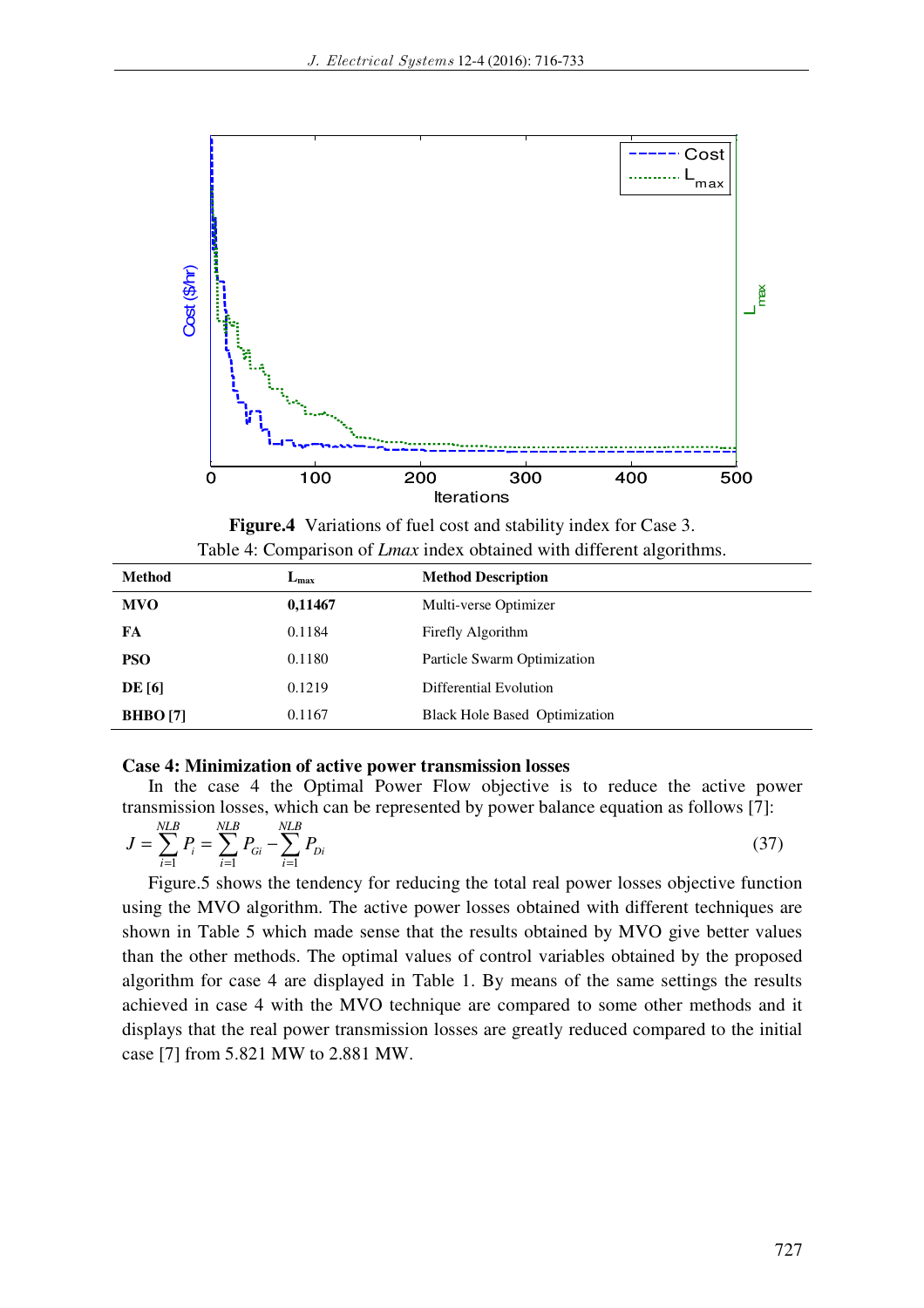**Figure.4** Variations of fuel cost and stability index for Case 3.

Table 4: Comparison of *Lmax* index obtained with different algorithms.

| **Method** | $L_{max}$ | **Method Description** |
|---|---|---|
| **MVO** | **0,11467** | Multi-verse Optimizer |
| **FA** | 0.1184 | Firefly Algorithm |
| **PSO** | 0.1180 | Particle Swarm Optimization |
| **DE [6]** | 0.1219 | Differential Evolution |
| **BHBO [7]** | 0.1167 | Black Hole Based Optimization |

**Case 4: Minimization of active power transmission losses**

In the case 4 the Optimal Power Flow objective is to reduce the active power transmission losses, which can be represented by power balance equation as follows [7]:

$$J = \sum_{i=1}^{NLB} P_i = \sum_{i=1}^{NLB} P_{Gi} - \sum_{i=1}^{NLB} P_{Di} \tag{37}$$

Figure.5 shows the tendency for reducing the total real power losses objective function using the MVO algorithm. The active power losses obtained with different techniques are shown in Table 5 which made sense that the results obtained by MVO give better values than the other methods. The optimal values of control variables obtained by the proposed algorithm for case 4 are displayed in Table 1. By means of the same settings the results achieved in case 4 with the MVO technique are compared to some other methods and it displays that the real power transmission losses are greatly reduced compared to the initial case [7] from 5.821 MW to 2.881 MW.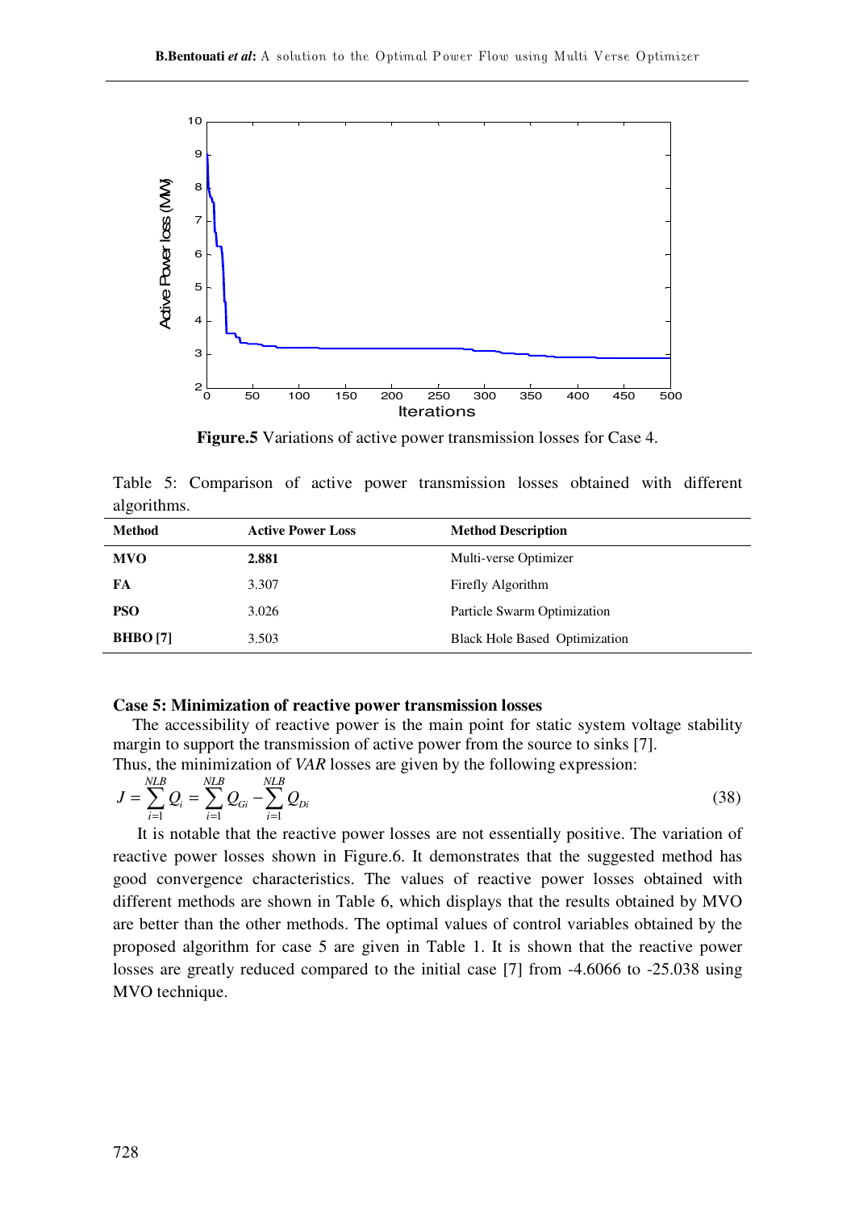**Figure.5** Variations of active power transmission losses for Case 4.

Table 5: Comparison of active power transmission losses obtained with different algorithms.

| Method | Active Power Loss | Method Description |
|---|---|---|
| **MVO** | **2.881** | Multi-verse Optimizer |
| **FA** | 3.307 | Firefly Algorithm |
| **PSO** | 3.026 | Particle Swarm Optimization |
| **BHBO [7]** | 3.503 | Black Hole Based Optimization |

**Case 5: Minimization of reactive power transmission losses**

The accessibility of reactive power is the main point for static system voltage stability margin to support the transmission of active power from the source to sinks [7].

Thus, the minimization of *VAR* losses are given by the following expression:

$$J = \sum_{i=1}^{NLB} Q_i = \sum_{i=1}^{NLB} Q_{Gi} - \sum_{i=1}^{NLB} Q_{Di} \tag{38}$$

It is notable that the reactive power losses are not essentially positive. The variation of reactive power losses shown in Figure.6. It demonstrates that the suggested method has good convergence characteristics. The values of reactive power losses obtained with different methods are shown in Table 6, which displays that the results obtained by MVO are better than the other methods. The optimal values of control variables obtained by the proposed algorithm for case 5 are given in Table 1. It is shown that the reactive power losses are greatly reduced compared to the initial case [7] from -4.6066 to -25.038 using MVO technique.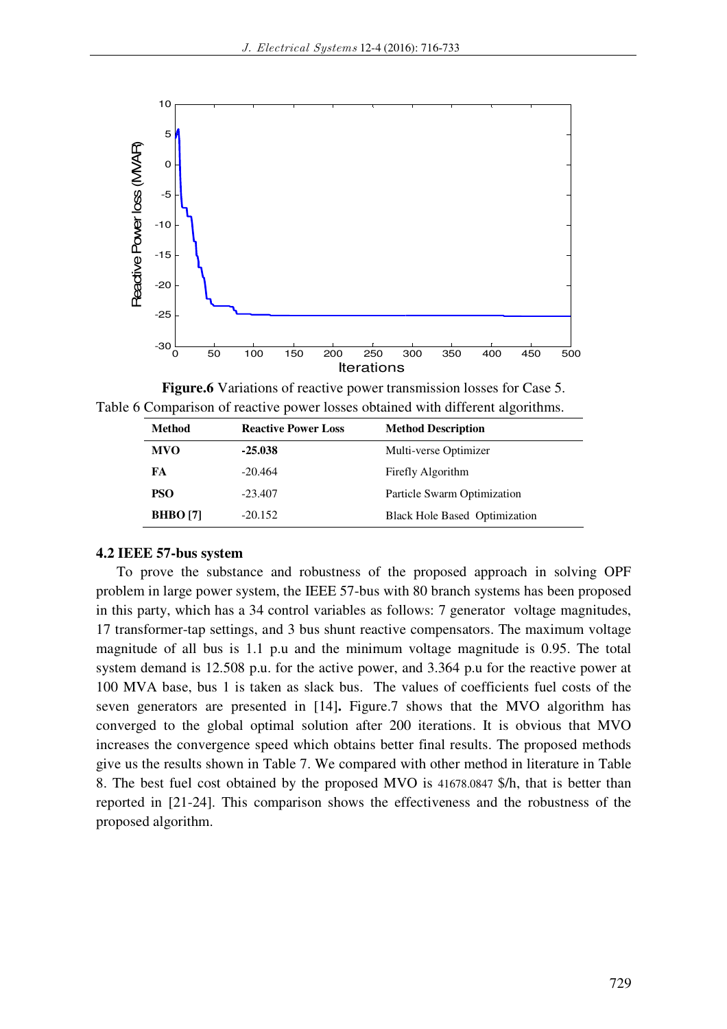**Figure.6** Variations of reactive power transmission losses for Case 5.

Table 6 Comparison of reactive power losses obtained with different algorithms.

| Method | Reactive Power Loss | Method Description |
|---|---|---|
| **MVO** | **-25.038** | Multi-verse Optimizer |
| **FA** | -20.464 | Firefly Algorithm |
| **PSO** | -23.407 | Particle Swarm Optimization |
| **BHBO [7]** | -20.152 | Black Hole Based Optimization |

### 4.2 IEEE 57-bus system

To prove the substance and robustness of the proposed approach in solving OPF problem in large power system, the IEEE 57-bus with 80 branch systems has been proposed in this party, which has a 34 control variables as follows: 7 generator voltage magnitudes, 17 transformer-tap settings, and 3 bus shunt reactive compensators. The maximum voltage magnitude of all bus is 1.1 p.u and the minimum voltage magnitude is 0.95. The total system demand is 12.508 p.u. for the active power, and 3.364 p.u for the reactive power at 100 MVA base, bus 1 is taken as slack bus. The values of coefficients fuel costs of the seven generators are presented in [14]**.** Figure.7 shows that the MVO algorithm has converged to the global optimal solution after 200 iterations. It is obvious that MVO increases the convergence speed which obtains better final results. The proposed methods give us the results shown in Table 7. We compared with other method in literature in Table 8. The best fuel cost obtained by the proposed MVO is 41678.0847 $/h, that is better than reported in [21-24]. This comparison shows the effectiveness and the robustness of the proposed algorithm.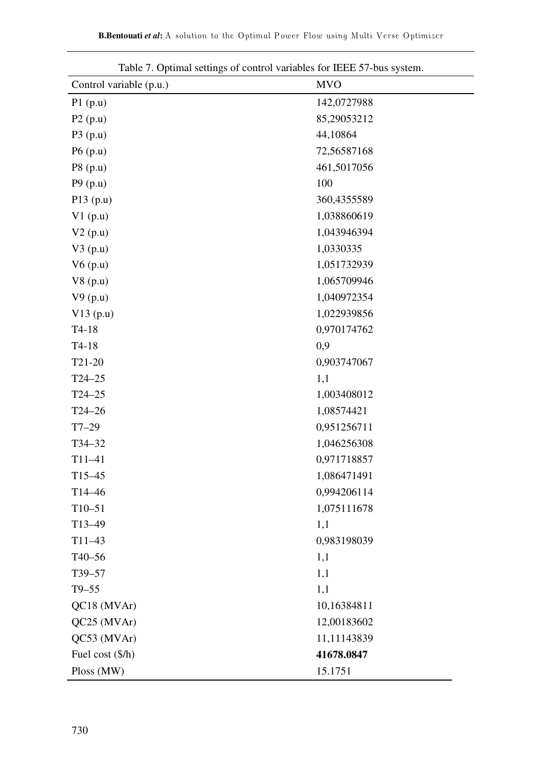Table 7. Optimal settings of control variables for IEEE 57-bus system.

| Control variable (p.u.) | MVO |
|---|---|
| P1 (p.u) | 142,0727988 |
| P2 (p.u) | 85,29053212 |
| P3 (p.u) | 44,10864 |
| P6 (p.u) | 72,56587168 |
| P8 (p.u) | 461,5017056 |
| P9 (p.u) | 100 |
| P13 (p.u) | 360,4355589 |
| V1 (p.u) | 1,038860619 |
| V2 (p.u) | 1,043946394 |
| V3 (p.u) | 1,0330335 |
| V6 (p.u) | 1,051732939 |
| V8 (p.u) | 1,065709946 |
| V9 (p.u) | 1,040972354 |
| V13 (p.u) | 1,022939856 |
| T4-18 | 0,970174762 |
| T4-18 | 0,9 |
| T21-20 | 0,903747067 |
| T24–25 | 1,1 |
| T24–25 | 1,003408012 |
| T24–26 | 1,08574421 |
| T7–29 | 0,951256711 |
| T34–32 | 1,046256308 |
| T11–41 | 0,971718857 |
| T15–45 | 1,086471491 |
| T14–46 | 0,994206114 |
| T10–51 | 1,075111678 |
| T13–49 | 1,1 |
| T11–43 | 0,983198039 |
| T40–56 | 1,1 |
| T39–57 | 1,1 |
| T9–55 | 1,1 |
| QC18 (MVAr) | 10,16384811 |
| QC25 (MVAr) | 12,00183602 |
| QC53 (MVAr) | 11,11143839 |
| Fuel cost ($/h) | **41678.0847** |
| Ploss (MW) | 15.1751 |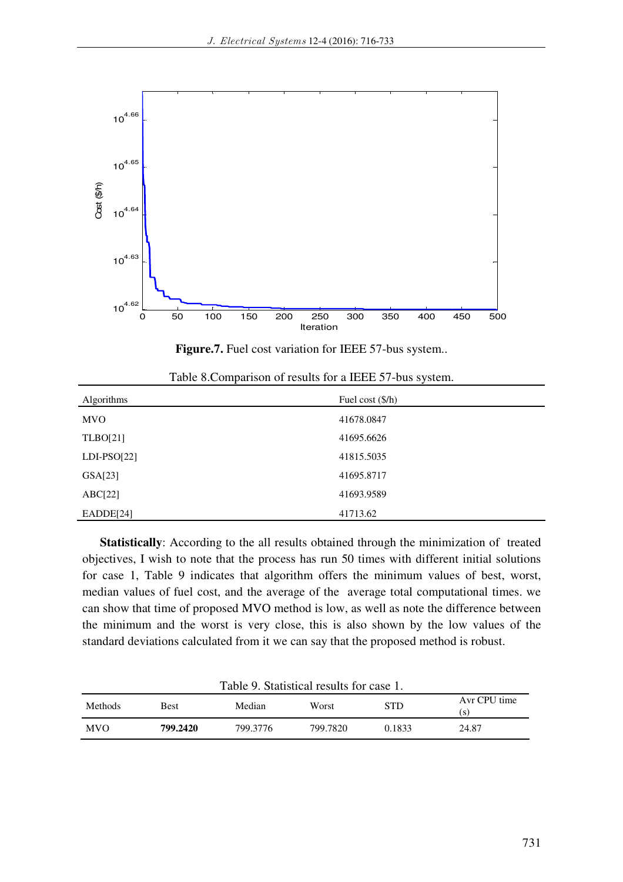**Figure.7.** Fuel cost variation for IEEE 57-bus system..

Table 8.Comparison of results for a IEEE 57-bus system.

| Algorithms | Fuel cost ($/h) |
|---|---|
| MVO | 41678.0847 |
| TLBO[21] | 41695.6626 |
| LDI-PSO[22] | 41815.5035 |
| GSA[23] | 41695.8717 |
| ABC[22] | 41693.9589 |
| EADDE[24] | 41713.62 |

**Statistically**: According to the all results obtained through the minimization of treated objectives, I wish to note that the process has run 50 times with different initial solutions for case 1, Table 9 indicates that algorithm offers the minimum values of best, worst, median values of fuel cost, and the average of the average total computational times. we can show that time of proposed MVO method is low, as well as note the difference between the minimum and the worst is very close, this is also shown by the low values of the standard deviations calculated from it we can say that the proposed method is robust.

Table 9. Statistical results for case 1.

| Methods | Best | Median | Worst | STD | Avr CPU time (s) |
|---|---|---|---|---|---|
| MVO | **799.2420** | 799.3776 | 799.7820 | 0.1833 | 24.87 |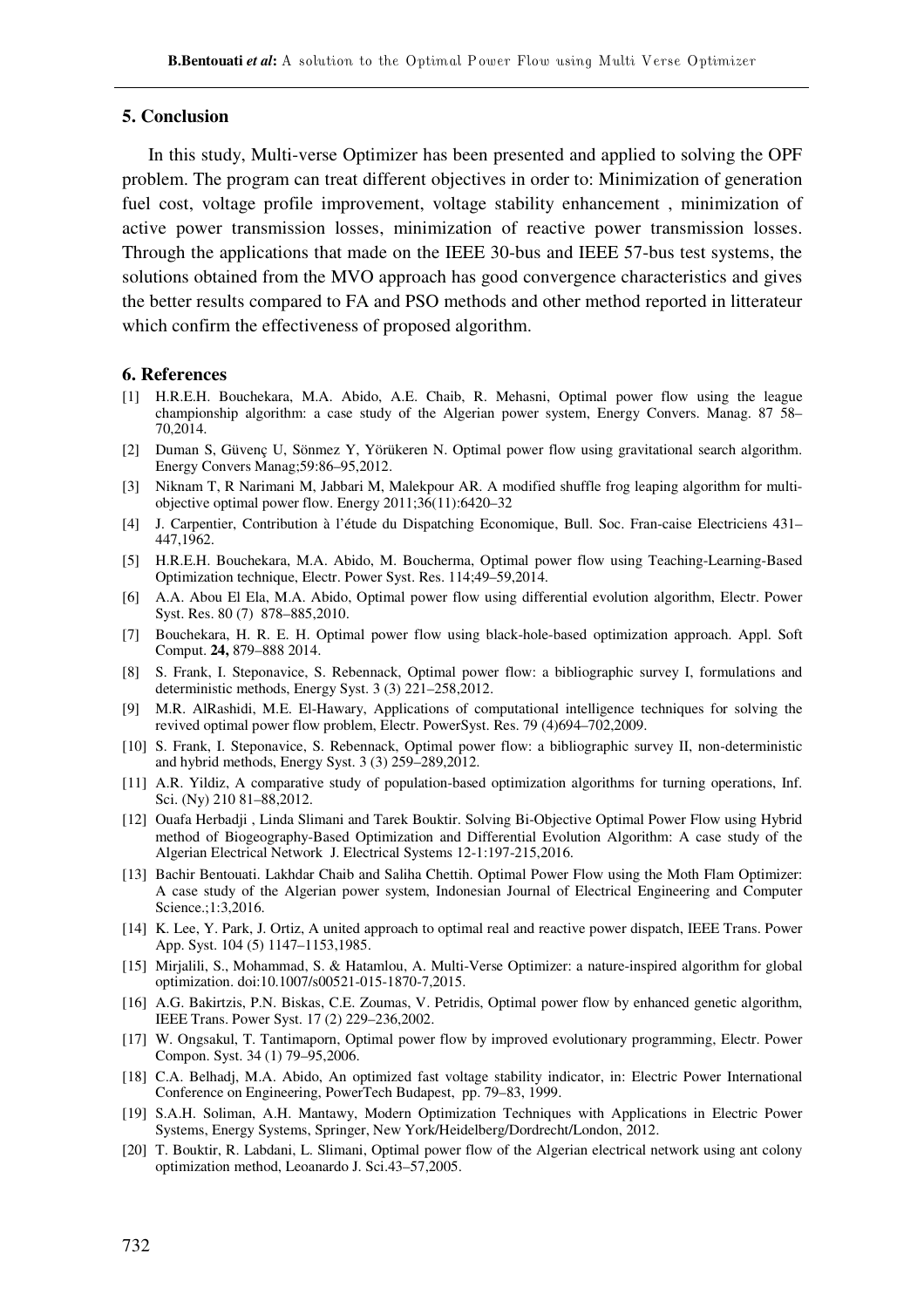## 5. Conclusion

In this study, Multi-verse Optimizer has been presented and applied to solving the OPF problem. The program can treat different objectives in order to: Minimization of generation fuel cost, voltage profile improvement, voltage stability enhancement , minimization of active power transmission losses, minimization of reactive power transmission losses. Through the applications that made on the IEEE 30-bus and IEEE 57-bus test systems, the solutions obtained from the MVO approach has good convergence characteristics and gives the better results compared to FA and PSO methods and other method reported in litterateur which confirm the effectiveness of proposed algorithm.

## 6. References

[1] H.R.E.H. Bouchekara, M.A. Abido, A.E. Chaib, R. Mehasni, Optimal power flow using the league championship algorithm: a case study of the Algerian power system, Energy Convers. Manag. 87 58–70,2014.

[2] Duman S, Güvenç U, Sönmez Y, Yörükeren N. Optimal power flow using gravitational search algorithm. Energy Convers Manag;59:86–95,2012.

[3] Niknam T, R Narimani M, Jabbari M, Malekpour AR. A modified shuffle frog leaping algorithm for multi-objective optimal power flow. Energy 2011;36(11):6420–32

[4] J. Carpentier, Contribution à l'étude du Dispatching Economique, Bull. Soc. Fran-caise Electriciens 431–447,1962.

[5] H.R.E.H. Bouchekara, M.A. Abido, M. Boucherma, Optimal power flow using Teaching-Learning-Based Optimization technique, Electr. Power Syst. Res. 114;49–59,2014.

[6] A.A. Abou El Ela, M.A. Abido, Optimal power flow using differential evolution algorithm, Electr. Power Syst. Res. 80 (7) 878–885,2010.

[7] Bouchekara, H. R. E. H. Optimal power flow using black-hole-based optimization approach. Appl. Soft Comput. **24,** 879–888 2014.

[8] S. Frank, I. Steponavice, S. Rebennack, Optimal power flow: a bibliographic survey I, formulations and deterministic methods, Energy Syst. 3 (3) 221–258,2012.

[9] M.R. AlRashidi, M.E. El-Hawary, Applications of computational intelligence techniques for solving the revived optimal power flow problem, Electr. PowerSyst. Res. 79 (4)694–702,2009.

[10] S. Frank, I. Steponavice, S. Rebennack, Optimal power flow: a bibliographic survey II, non-deterministic and hybrid methods, Energy Syst. 3 (3) 259–289,2012.

[11] A.R. Yildiz, A comparative study of population-based optimization algorithms for turning operations, Inf. Sci. (Ny) 210 81–88,2012.

[12] Ouafa Herbadji , Linda Slimani and Tarek Bouktir. Solving Bi-Objective Optimal Power Flow using Hybrid method of Biogeography-Based Optimization and Differential Evolution Algorithm: A case study of the Algerian Electrical Network J. Electrical Systems 12-1:197-215,2016.

[13] Bachir Bentouati. Lakhdar Chaib and Saliha Chettih. Optimal Power Flow using the Moth Flam Optimizer: A case study of the Algerian power system, Indonesian Journal of Electrical Engineering and Computer Science.;1:3,2016.

[14] K. Lee, Y. Park, J. Ortiz, A united approach to optimal real and reactive power dispatch, IEEE Trans. Power App. Syst. 104 (5) 1147–1153,1985.

[15] Mirjalili, S., Mohammad, S. & Hatamlou, A. Multi-Verse Optimizer: a nature-inspired algorithm for global optimization. doi:10.1007/s00521-015-1870-7,2015.

[16] A.G. Bakirtzis, P.N. Biskas, C.E. Zoumas, V. Petridis, Optimal power flow by enhanced genetic algorithm, IEEE Trans. Power Syst. 17 (2) 229–236,2002.

[17] W. Ongsakul, T. Tantimaporn, Optimal power flow by improved evolutionary programming, Electr. Power Compon. Syst. 34 (1) 79–95,2006.

[18] C.A. Belhadj, M.A. Abido, An optimized fast voltage stability indicator, in: Electric Power International Conference on Engineering, PowerTech Budapest, pp. 79–83, 1999.

[19] S.A.H. Soliman, A.H. Mantawy, Modern Optimization Techniques with Applications in Electric Power Systems, Energy Systems, Springer, New York/Heidelberg/Dordrecht/London, 2012.

[20] T. Bouktir, R. Labdani, L. Slimani, Optimal power flow of the Algerian electrical network using ant colony optimization method, Leoanardo J. Sci.43–57,2005.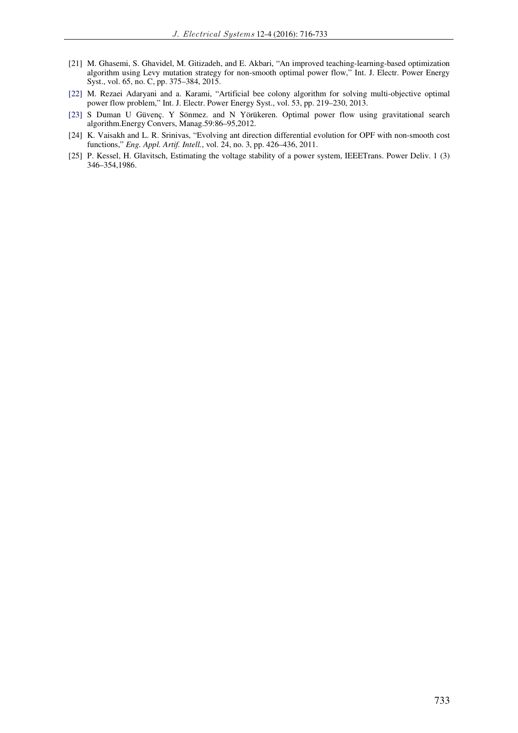[21] M. Ghasemi, S. Ghavidel, M. Gitizadeh, and E. Akbari, "An improved teaching-learning-based optimization algorithm using Levy mutation strategy for non-smooth optimal power flow," Int. J. Electr. Power Energy Syst., vol. 65, no. C, pp. 375–384, 2015.

[22] M. Rezaei Adaryani and a. Karami, "Artificial bee colony algorithm for solving multi-objective optimal power flow problem," Int. J. Electr. Power Energy Syst., vol. 53, pp. 219–230, 2013.

[23] S Duman U Güvenç. Y Sönmez. and N Yörükeren. Optimal power flow using gravitational search algorithm.Energy Convers, Manag.59:86–95,2012.

[24] K. Vaisakh and L. R. Srinivas, "Evolving ant direction differential evolution for OPF with non-smooth cost functions," *Eng. Appl. Artif. Intell.*, vol. 24, no. 3, pp. 426–436, 2011.

[25] P. Kessel, H. Glavitsch, Estimating the voltage stability of a power system, IEEETrans. Power Deliv. 1 (3) 346–354,1986.